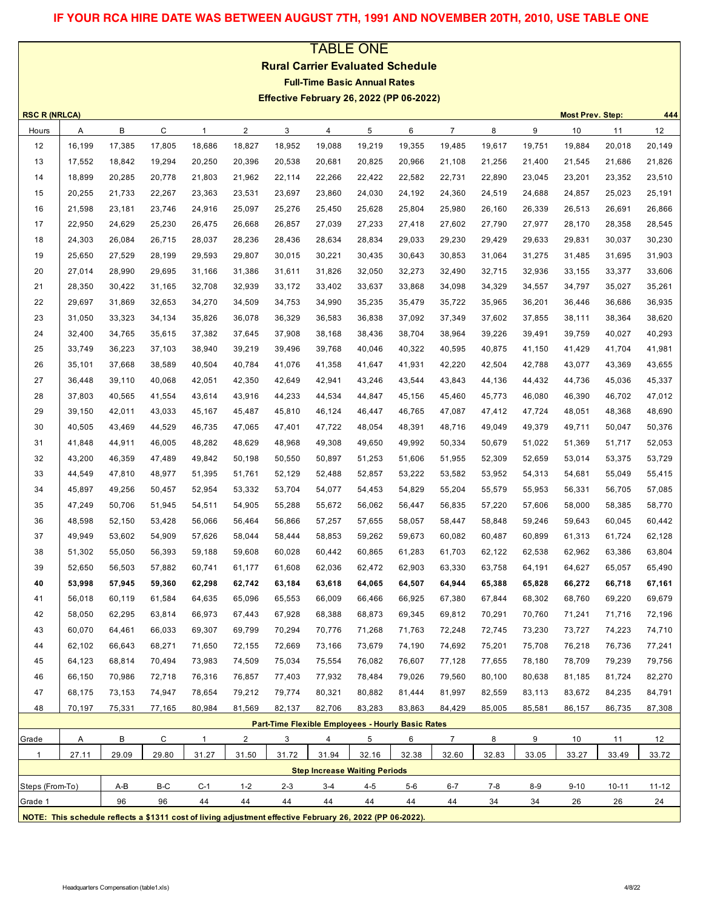**IF YOUR RCA HIRE DATE WAS BETWEEN AUGUST 7TH, 1991 AND NOVEMBER 20TH, 2010, USE TABLE ONE**

# TABLE ONE

## Rural Carrier Evaluated Schedule

### Full-Time Basic Annual Rates

### Effective February 26, 2022 (PP 06-2022)

**RSC R (NRLCA)** | **Most Prev. Step: 444**

| Hours | A | B | C | 1 | 2 | 3 | 4 | 5 | 6 | 7 | 8 | 9 | 10 | 11 | 12 |
|---|---|---|---|---|---|---|---|---|---|---|---|---|---|---|---|
| 12 | 16,199 | 17,385 | 17,805 | 18,686 | 18,827 | 18,952 | 19,088 | 19,219 | 19,355 | 19,485 | 19,617 | 19,751 | 19,884 | 20,018 | 20,149 |
| 13 | 17,552 | 18,842 | 19,294 | 20,250 | 20,396 | 20,538 | 20,681 | 20,825 | 20,966 | 21,108 | 21,256 | 21,400 | 21,545 | 21,686 | 21,826 |
| 14 | 18,899 | 20,285 | 20,778 | 21,803 | 21,962 | 22,114 | 22,266 | 22,422 | 22,582 | 22,731 | 22,890 | 23,045 | 23,201 | 23,352 | 23,510 |
| 15 | 20,255 | 21,733 | 22,267 | 23,363 | 23,531 | 23,697 | 23,860 | 24,030 | 24,192 | 24,360 | 24,519 | 24,688 | 24,857 | 25,023 | 25,191 |
| 16 | 21,598 | 23,181 | 23,746 | 24,916 | 25,097 | 25,276 | 25,450 | 25,628 | 25,804 | 25,980 | 26,160 | 26,339 | 26,513 | 26,691 | 26,866 |
| 17 | 22,950 | 24,629 | 25,230 | 26,475 | 26,668 | 26,857 | 27,039 | 27,233 | 27,418 | 27,602 | 27,790 | 27,977 | 28,170 | 28,358 | 28,545 |
| 18 | 24,303 | 26,084 | 26,715 | 28,037 | 28,236 | 28,436 | 28,634 | 28,834 | 29,033 | 29,230 | 29,429 | 29,633 | 29,831 | 30,037 | 30,230 |
| 19 | 25,650 | 27,529 | 28,199 | 29,593 | 29,807 | 30,015 | 30,221 | 30,435 | 30,643 | 30,853 | 31,064 | 31,275 | 31,485 | 31,695 | 31,903 |
| 20 | 27,014 | 28,990 | 29,695 | 31,166 | 31,386 | 31,611 | 31,826 | 32,050 | 32,273 | 32,490 | 32,715 | 32,936 | 33,155 | 33,377 | 33,606 |
| 21 | 28,350 | 30,422 | 31,165 | 32,708 | 32,939 | 33,172 | 33,402 | 33,637 | 33,868 | 34,098 | 34,329 | 34,557 | 34,797 | 35,027 | 35,261 |
| 22 | 29,697 | 31,869 | 32,653 | 34,270 | 34,509 | 34,753 | 34,990 | 35,235 | 35,479 | 35,722 | 35,965 | 36,201 | 36,446 | 36,686 | 36,935 |
| 23 | 31,050 | 33,323 | 34,134 | 35,826 | 36,078 | 36,329 | 36,583 | 36,838 | 37,092 | 37,349 | 37,602 | 37,855 | 38,111 | 38,364 | 38,620 |
| 24 | 32,400 | 34,765 | 35,615 | 37,382 | 37,645 | 37,908 | 38,168 | 38,436 | 38,704 | 38,964 | 39,226 | 39,491 | 39,759 | 40,027 | 40,293 |
| 25 | 33,749 | 36,223 | 37,103 | 38,940 | 39,219 | 39,496 | 39,768 | 40,046 | 40,322 | 40,595 | 40,875 | 41,150 | 41,429 | 41,704 | 41,981 |
| 26 | 35,101 | 37,668 | 38,589 | 40,504 | 40,784 | 41,076 | 41,358 | 41,647 | 41,931 | 42,220 | 42,504 | 42,788 | 43,077 | 43,369 | 43,655 |
| 27 | 36,448 | 39,110 | 40,068 | 42,051 | 42,350 | 42,649 | 42,941 | 43,246 | 43,544 | 43,843 | 44,136 | 44,432 | 44,736 | 45,036 | 45,337 |
| 28 | 37,803 | 40,565 | 41,554 | 43,614 | 43,916 | 44,233 | 44,534 | 44,847 | 45,156 | 45,460 | 45,773 | 46,080 | 46,390 | 46,702 | 47,012 |
| 29 | 39,150 | 42,011 | 43,033 | 45,167 | 45,487 | 45,810 | 46,124 | 46,447 | 46,765 | 47,087 | 47,412 | 47,724 | 48,051 | 48,368 | 48,690 |
| 30 | 40,505 | 43,469 | 44,529 | 46,735 | 47,065 | 47,401 | 47,722 | 48,054 | 48,391 | 48,716 | 49,049 | 49,379 | 49,711 | 50,047 | 50,376 |
| 31 | 41,848 | 44,911 | 46,005 | 48,282 | 48,629 | 48,968 | 49,308 | 49,650 | 49,992 | 50,334 | 50,679 | 51,022 | 51,369 | 51,717 | 52,053 |
| 32 | 43,200 | 46,359 | 47,489 | 49,842 | 50,198 | 50,550 | 50,897 | 51,253 | 51,606 | 51,955 | 52,309 | 52,659 | 53,014 | 53,375 | 53,729 |
| 33 | 44,549 | 47,810 | 48,977 | 51,395 | 51,761 | 52,129 | 52,488 | 52,857 | 53,222 | 53,582 | 53,952 | 54,313 | 54,681 | 55,049 | 55,415 |
| 34 | 45,897 | 49,256 | 50,457 | 52,954 | 53,332 | 53,704 | 54,077 | 54,453 | 54,829 | 55,204 | 55,579 | 55,953 | 56,331 | 56,705 | 57,085 |
| 35 | 47,249 | 50,706 | 51,945 | 54,511 | 54,905 | 55,288 | 55,672 | 56,062 | 56,447 | 56,835 | 57,220 | 57,606 | 58,000 | 58,385 | 58,770 |
| 36 | 48,598 | 52,150 | 53,428 | 56,066 | 56,464 | 56,866 | 57,257 | 57,655 | 58,057 | 58,447 | 58,848 | 59,246 | 59,643 | 60,045 | 60,442 |
| 37 | 49,949 | 53,602 | 54,909 | 57,626 | 58,044 | 58,444 | 58,853 | 59,262 | 59,673 | 60,082 | 60,487 | 60,899 | 61,313 | 61,724 | 62,128 |
| 38 | 51,302 | 55,050 | 56,393 | 59,188 | 59,608 | 60,028 | 60,442 | 60,865 | 61,283 | 61,703 | 62,122 | 62,538 | 62,962 | 63,386 | 63,804 |
| 39 | 52,650 | 56,503 | 57,882 | 60,741 | 61,177 | 61,608 | 62,036 | 62,472 | 62,903 | 63,330 | 63,758 | 64,191 | 64,627 | 65,057 | 65,490 |
| **40** | **53,998** | **57,945** | **59,360** | **62,298** | **62,742** | **63,184** | **63,618** | **64,065** | **64,507** | **64,944** | **65,388** | **65,828** | **66,272** | **66,718** | **67,161** |
| 41 | 56,018 | 60,119 | 61,584 | 64,635 | 65,096 | 65,553 | 66,009 | 66,466 | 66,925 | 67,380 | 67,844 | 68,302 | 68,760 | 69,220 | 69,679 |
| 42 | 58,050 | 62,295 | 63,814 | 66,973 | 67,443 | 67,928 | 68,388 | 68,873 | 69,345 | 69,812 | 70,291 | 70,760 | 71,241 | 71,716 | 72,196 |
| 43 | 60,070 | 64,461 | 66,033 | 69,307 | 69,799 | 70,294 | 70,776 | 71,268 | 71,763 | 72,248 | 72,745 | 73,230 | 73,727 | 74,223 | 74,710 |
| 44 | 62,102 | 66,643 | 68,271 | 71,650 | 72,155 | 72,669 | 73,166 | 73,679 | 74,190 | 74,692 | 75,201 | 75,708 | 76,218 | 76,736 | 77,241 |
| 45 | 64,123 | 68,814 | 70,494 | 73,983 | 74,509 | 75,034 | 75,554 | 76,082 | 76,607 | 77,128 | 77,655 | 78,180 | 78,709 | 79,239 | 79,756 |
| 46 | 66,150 | 70,986 | 72,718 | 76,316 | 76,857 | 77,403 | 77,932 | 78,484 | 79,026 | 79,560 | 80,100 | 80,638 | 81,185 | 81,724 | 82,270 |
| 47 | 68,175 | 73,153 | 74,947 | 78,654 | 79,212 | 79,774 | 80,321 | 80,882 | 81,444 | 81,997 | 82,559 | 83,113 | 83,672 | 84,235 | 84,791 |
| 48 | 70,197 | 75,331 | 77,165 | 80,984 | 81,569 | 82,137 | 82,706 | 83,283 | 83,863 | 84,429 | 85,005 | 85,581 | 86,157 | 86,735 | 87,308 |

**Part-Time Flexible Employees - Hourly Basic Rates**

| Grade | A | B | C | 1 | 2 | 3 | 4 | 5 | 6 | 7 | 8 | 9 | 10 | 11 | 12 |
|---|---|---|---|---|---|---|---|---|---|---|---|---|---|---|---|
| 1 | 27.11 | 29.09 | 29.80 | 31.27 | 31.50 | 31.72 | 31.94 | 32.16 | 32.38 | 32.60 | 32.83 | 33.05 | 33.27 | 33.49 | 33.72 |

**Step Increase Waiting Periods**

| Steps (From-To) | A-B | B-C | C-1 | 1-2 | 2-3 | 3-4 | 4-5 | 5-6 | 6-7 | 7-8 | 8-9 | 9-10 | 10-11 | 11-12 |
|---|---|---|---|---|---|---|---|---|---|---|---|---|---|---|
| Grade 1 | 96 | 96 | 44 | 44 | 44 | 44 | 44 | 44 | 44 | 34 | 34 | 26 | 26 | 24 |

**NOTE: This schedule reflects a $1311 cost of living adjustment effective February 26, 2022 (PP 06-2022).**

Headquarters Compensation (table1.xls) 4/8/22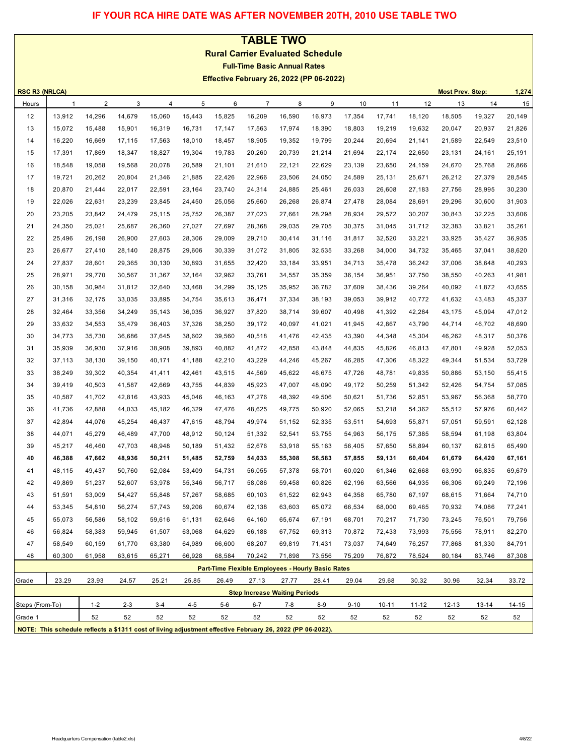**IF YOUR RCA HIRE DATE WAS AFTER NOVEMBER 20TH, 2010 USE TABLE TWO**

# TABLE TWO

## Rural Carrier Evaluated Schedule

### Full-Time Basic Annual Rates

### Effective February 26, 2022 (PP 06-2022)

**RSC R3 (NRLCA)** — **Most Prev. Step: 1,274**

| Hours | 1 | 2 | 3 | 4 | 5 | 6 | 7 | 8 | 9 | 10 | 11 | 12 | 13 | 14 | 15 |
|---|---|---|---|---|---|---|---|---|---|---|---|---|---|---|---|
| 12 | 13,912 | 14,296 | 14,679 | 15,060 | 15,443 | 15,825 | 16,209 | 16,590 | 16,973 | 17,354 | 17,741 | 18,120 | 18,505 | 19,327 | 20,149 |
| 13 | 15,072 | 15,488 | 15,901 | 16,319 | 16,731 | 17,147 | 17,563 | 17,974 | 18,390 | 18,803 | 19,219 | 19,632 | 20,047 | 20,937 | 21,826 |
| 14 | 16,220 | 16,669 | 17,115 | 17,563 | 18,010 | 18,457 | 18,905 | 19,352 | 19,799 | 20,244 | 20,694 | 21,141 | 21,589 | 22,549 | 23,510 |
| 15 | 17,391 | 17,869 | 18,347 | 18,827 | 19,304 | 19,783 | 20,260 | 20,739 | 21,214 | 21,694 | 22,174 | 22,650 | 23,131 | 24,161 | 25,191 |
| 16 | 18,548 | 19,058 | 19,568 | 20,078 | 20,589 | 21,101 | 21,610 | 22,121 | 22,629 | 23,139 | 23,650 | 24,159 | 24,670 | 25,768 | 26,866 |
| 17 | 19,721 | 20,262 | 20,804 | 21,346 | 21,885 | 22,426 | 22,966 | 23,506 | 24,050 | 24,589 | 25,131 | 25,671 | 26,212 | 27,379 | 28,545 |
| 18 | 20,870 | 21,444 | 22,017 | 22,591 | 23,164 | 23,740 | 24,314 | 24,885 | 25,461 | 26,033 | 26,608 | 27,183 | 27,756 | 28,995 | 30,230 |
| 19 | 22,026 | 22,631 | 23,239 | 23,845 | 24,450 | 25,056 | 25,660 | 26,268 | 26,874 | 27,478 | 28,084 | 28,691 | 29,296 | 30,600 | 31,903 |
| 20 | 23,205 | 23,842 | 24,479 | 25,115 | 25,752 | 26,387 | 27,023 | 27,661 | 28,298 | 28,934 | 29,572 | 30,207 | 30,843 | 32,225 | 33,606 |
| 21 | 24,350 | 25,021 | 25,687 | 26,360 | 27,027 | 27,697 | 28,368 | 29,035 | 29,705 | 30,375 | 31,045 | 31,712 | 32,383 | 33,821 | 35,261 |
| 22 | 25,496 | 26,198 | 26,900 | 27,603 | 28,306 | 29,009 | 29,710 | 30,414 | 31,116 | 31,817 | 32,520 | 33,221 | 33,925 | 35,427 | 36,935 |
| 23 | 26,677 | 27,410 | 28,140 | 28,875 | 29,606 | 30,339 | 31,072 | 31,805 | 32,535 | 33,268 | 34,000 | 34,732 | 35,465 | 37,041 | 38,620 |
| 24 | 27,837 | 28,601 | 29,365 | 30,130 | 30,893 | 31,655 | 32,420 | 33,184 | 33,951 | 34,713 | 35,478 | 36,242 | 37,006 | 38,648 | 40,293 |
| 25 | 28,971 | 29,770 | 30,567 | 31,367 | 32,164 | 32,962 | 33,761 | 34,557 | 35,359 | 36,154 | 36,951 | 37,750 | 38,550 | 40,263 | 41,981 |
| 26 | 30,158 | 30,984 | 31,812 | 32,640 | 33,468 | 34,299 | 35,125 | 35,952 | 36,782 | 37,609 | 38,436 | 39,264 | 40,092 | 41,872 | 43,655 |
| 27 | 31,316 | 32,175 | 33,035 | 33,895 | 34,754 | 35,613 | 36,471 | 37,334 | 38,193 | 39,053 | 39,912 | 40,772 | 41,632 | 43,483 | 45,337 |
| 28 | 32,464 | 33,356 | 34,249 | 35,143 | 36,035 | 36,927 | 37,820 | 38,714 | 39,607 | 40,498 | 41,392 | 42,284 | 43,175 | 45,094 | 47,012 |
| 29 | 33,632 | 34,553 | 35,479 | 36,403 | 37,326 | 38,250 | 39,172 | 40,097 | 41,021 | 41,945 | 42,867 | 43,790 | 44,714 | 46,702 | 48,690 |
| 30 | 34,773 | 35,730 | 36,686 | 37,645 | 38,602 | 39,560 | 40,518 | 41,476 | 42,435 | 43,390 | 44,348 | 45,304 | 46,262 | 48,317 | 50,376 |
| 31 | 35,939 | 36,930 | 37,916 | 38,908 | 39,893 | 40,882 | 41,872 | 42,858 | 43,848 | 44,835 | 45,826 | 46,813 | 47,801 | 49,928 | 52,053 |
| 32 | 37,113 | 38,130 | 39,150 | 40,171 | 41,188 | 42,210 | 43,229 | 44,246 | 45,267 | 46,285 | 47,306 | 48,322 | 49,344 | 51,534 | 53,729 |
| 33 | 38,249 | 39,302 | 40,354 | 41,411 | 42,461 | 43,515 | 44,569 | 45,622 | 46,675 | 47,726 | 48,781 | 49,835 | 50,886 | 53,150 | 55,415 |
| 34 | 39,419 | 40,503 | 41,587 | 42,669 | 43,755 | 44,839 | 45,923 | 47,007 | 48,090 | 49,172 | 50,259 | 51,342 | 52,426 | 54,754 | 57,085 |
| 35 | 40,587 | 41,702 | 42,816 | 43,933 | 45,046 | 46,163 | 47,276 | 48,392 | 49,506 | 50,621 | 51,736 | 52,851 | 53,967 | 56,368 | 58,770 |
| 36 | 41,736 | 42,888 | 44,033 | 45,182 | 46,329 | 47,476 | 48,625 | 49,775 | 50,920 | 52,065 | 53,218 | 54,362 | 55,512 | 57,976 | 60,442 |
| 37 | 42,894 | 44,076 | 45,254 | 46,437 | 47,615 | 48,794 | 49,974 | 51,152 | 52,335 | 53,511 | 54,693 | 55,871 | 57,051 | 59,591 | 62,128 |
| 38 | 44,071 | 45,279 | 46,489 | 47,700 | 48,912 | 50,124 | 51,332 | 52,541 | 53,755 | 54,963 | 56,175 | 57,385 | 58,594 | 61,198 | 63,804 |
| 39 | 45,217 | 46,460 | 47,703 | 48,948 | 50,189 | 51,432 | 52,676 | 53,918 | 55,163 | 56,405 | 57,650 | 58,894 | 60,137 | 62,815 | 65,490 |
| **40** | **46,388** | **47,662** | **48,936** | **50,211** | **51,485** | **52,759** | **54,033** | **55,308** | **56,583** | **57,855** | **59,131** | **60,404** | **61,679** | **64,420** | **67,161** |
| 41 | 48,115 | 49,437 | 50,760 | 52,084 | 53,409 | 54,731 | 56,055 | 57,378 | 58,701 | 60,020 | 61,346 | 62,668 | 63,990 | 66,835 | 69,679 |
| 42 | 49,869 | 51,237 | 52,607 | 53,978 | 55,346 | 56,717 | 58,086 | 59,458 | 60,826 | 62,196 | 63,566 | 64,935 | 66,306 | 69,249 | 72,196 |
| 43 | 51,591 | 53,009 | 54,427 | 55,848 | 57,267 | 58,685 | 60,103 | 61,522 | 62,943 | 64,358 | 65,780 | 67,197 | 68,615 | 71,664 | 74,710 |
| 44 | 53,345 | 54,810 | 56,274 | 57,743 | 59,206 | 60,674 | 62,138 | 63,603 | 65,072 | 66,534 | 68,000 | 69,465 | 70,932 | 74,086 | 77,241 |
| 45 | 55,073 | 56,586 | 58,102 | 59,616 | 61,131 | 62,646 | 64,160 | 65,674 | 67,191 | 68,701 | 70,217 | 71,730 | 73,245 | 76,501 | 79,756 |
| 46 | 56,824 | 58,383 | 59,945 | 61,507 | 63,068 | 64,629 | 66,188 | 67,752 | 69,313 | 70,872 | 72,433 | 73,993 | 75,556 | 78,911 | 82,270 |
| 47 | 58,549 | 60,159 | 61,770 | 63,380 | 64,989 | 66,600 | 68,207 | 69,819 | 71,431 | 73,037 | 74,649 | 76,257 | 77,868 | 81,330 | 84,791 |
| 48 | 60,300 | 61,958 | 63,615 | 65,271 | 66,928 | 68,584 | 70,242 | 71,898 | 73,556 | 75,209 | 76,872 | 78,524 | 80,184 | 83,746 | 87,308 |

**Part-Time Flexible Employees - Hourly Basic Rates**

| | 1 | 2 | 3 | 4 | 5 | 6 | 7 | 8 | 9 | 10 | 11 | 12 | 13 | 14 | 15 |
|---|---|---|---|---|---|---|---|---|---|---|---|---|---|---|---|
| Grade | 23.29 | 23.93 | 24.57 | 25.21 | 25.85 | 26.49 | 27.13 | 27.77 | 28.41 | 29.04 | 29.68 | 30.32 | 30.96 | 32.34 | 33.72 |

**Step Increase Waiting Periods**

| Steps (From-To) | 1-2 | 2-3 | 3-4 | 4-5 | 5-6 | 6-7 | 7-8 | 8-9 | 9-10 | 10-11 | 11-12 | 12-13 | 13-14 | 14-15 |
|---|---|---|---|---|---|---|---|---|---|---|---|---|---|---|
| Grade 1 | 52 | 52 | 52 | 52 | 52 | 52 | 52 | 52 | 52 | 52 | 52 | 52 | 52 | 52 |

**NOTE: This schedule reflects a $1311 cost of living adjustment effective February 26, 2022 (PP 06-2022).**

Headquarters Compensation (table2.xls) 4/8/22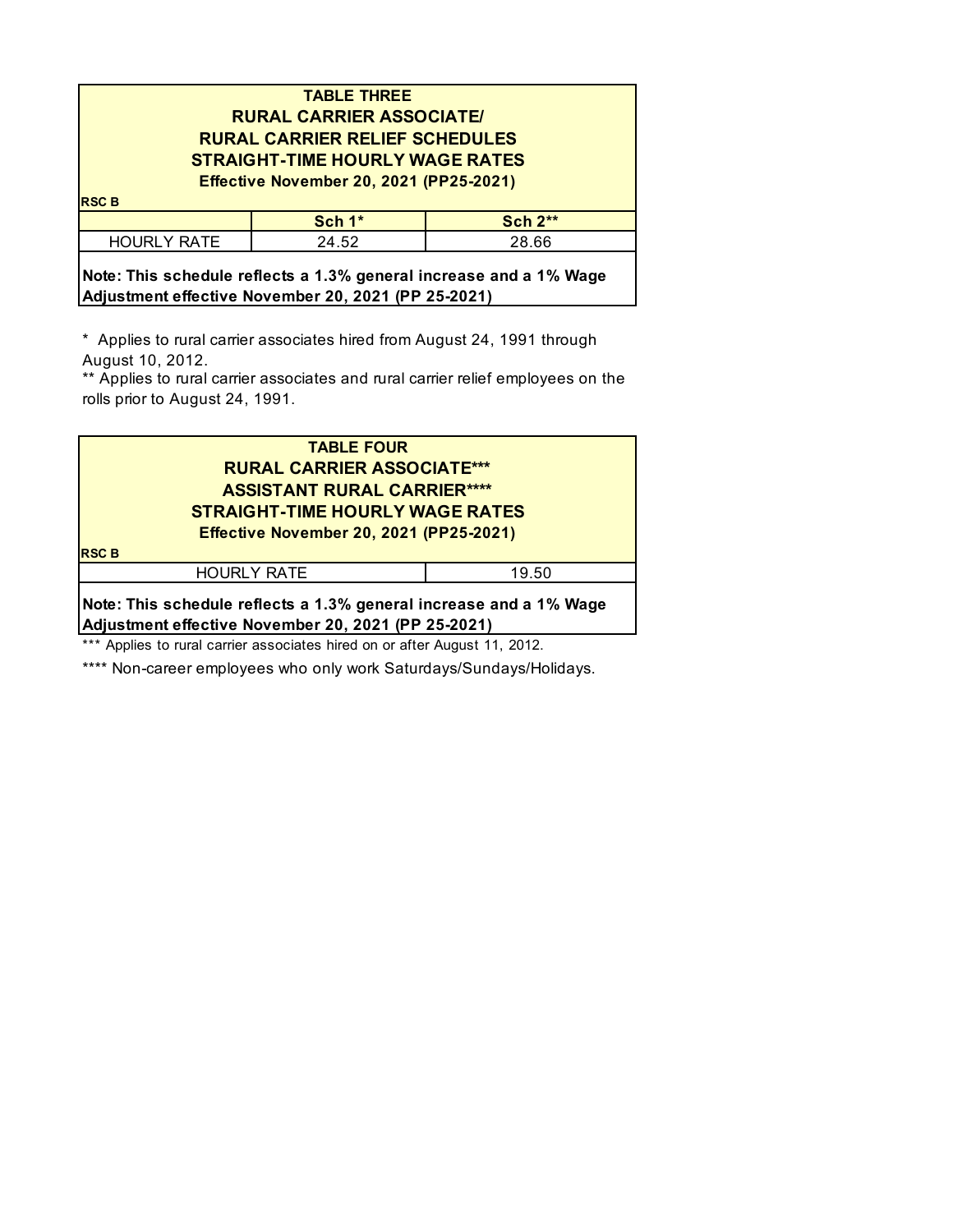## TABLE THREE
## RURAL CARRIER ASSOCIATE/
## RURAL CARRIER RELIEF SCHEDULES
## STRAIGHT-TIME HOURLY WAGE RATES
### Effective November 20, 2021 (PP25-2021)

**RSC B**

| | Sch 1* | Sch 2** |
|---|---|---|
| HOURLY RATE | 24.52 | 28.66 |

**Note: This schedule reflects a 1.3% general increase and a 1% Wage Adjustment effective November 20, 2021 (PP 25-2021)**

* Applies to rural carrier associates hired from August 24, 1991 through August 10, 2012.

** Applies to rural carrier associates and rural carrier relief employees on the rolls prior to August 24, 1991.

## TABLE FOUR
## RURAL CARRIER ASSOCIATE***
## ASSISTANT RURAL CARRIER****
## STRAIGHT-TIME HOURLY WAGE RATES
### Effective November 20, 2021 (PP25-2021)

**RSC B**

| | |
|---|---|
| HOURLY RATE | 19.50 |

**Note: This schedule reflects a 1.3% general increase and a 1% Wage Adjustment effective November 20, 2021 (PP 25-2021)**

*** Applies to rural carrier associates hired on or after August 11, 2012.

**** Non-career employees who only work Saturdays/Sundays/Holidays.